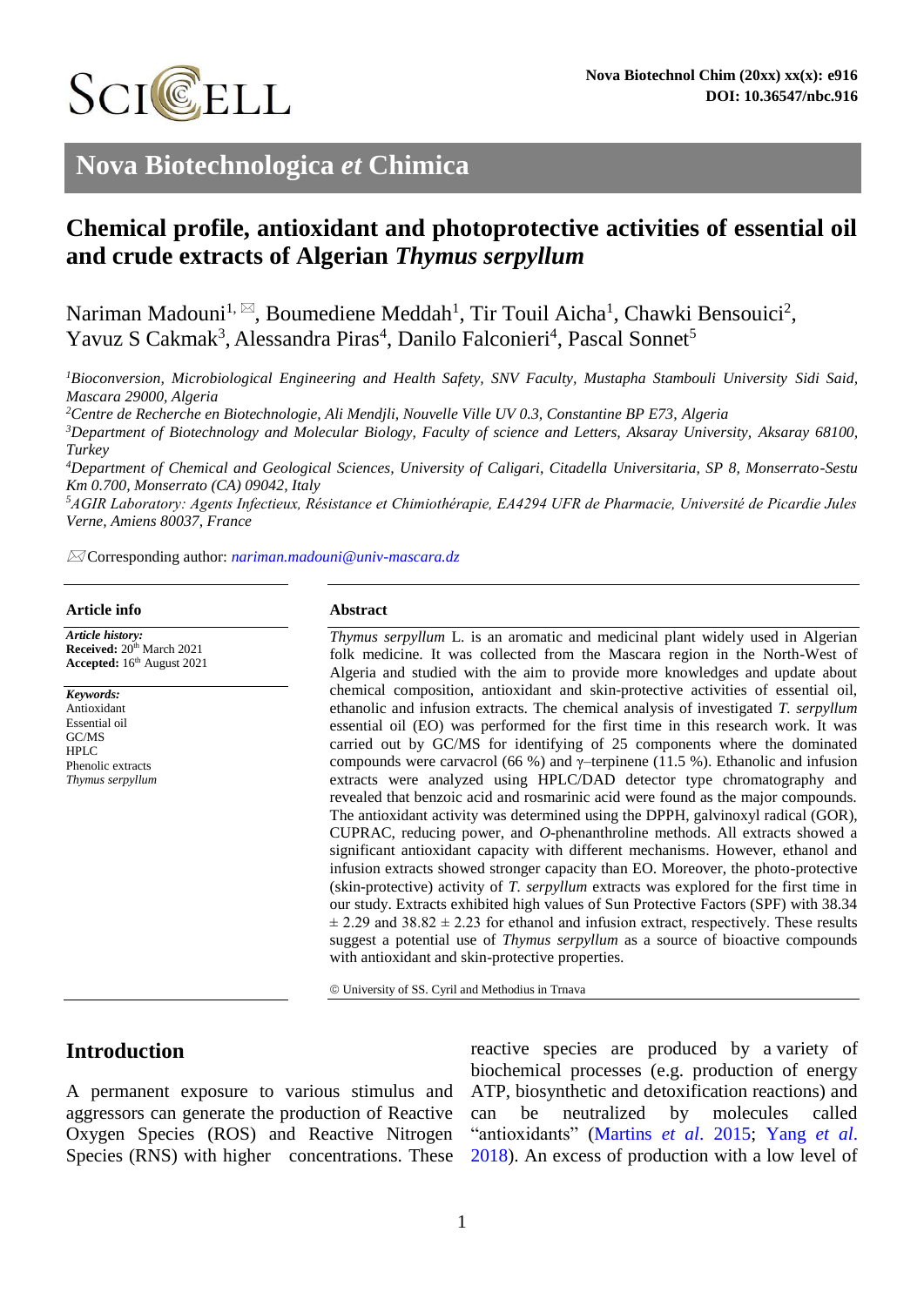# Chemical profile, antioxidant and photoprotective activities of essential oil and crude extracts of Algerian *Thymus serpyllum*

Nariman Madouni[1, ✉], Boumediene Meddah[1], Tir Touil Aicha[1], Chawki Bensouici[2], Yavuz S Cakmak[3], Alessandra Piras[4], Danilo Falconieri[4], Pascal Sonnet[5]

*[1]Bioconversion, Microbiological Engineering and Health Safety, SNV Faculty, Mustapha Stambouli University Sidi Said, Mascara 29000, Algeria*

*[2]Centre de Recherche en Biotechnologie, Ali Mendjli, Nouvelle Ville UV 0.3, Constantine BP E73, Algeria*

*[3]Department of Biotechnology and Molecular Biology, Faculty of science and Letters, Aksaray University, Aksaray 68100, Turkey*

*[4]Department of Chemical and Geological Sciences, University of Caligari, Citadella Universitaria, SP 8, Monserrato-Sestu Km 0.700, Monserrato (CA) 09042, Italy*

*[5]AGIR Laboratory: Agents Infectieux, Résistance et Chimiothérapie, EA4294 UFR de Pharmacie, Université de Picardie Jules Verne, Amiens 80037, France*

✉Corresponding author: *nariman.madouni@univ-mascara.dz*

## Article info

***Article history:***
**Received:** 20th March 2021
**Accepted:** 16th August 2021

***Keywords:***
Antioxidant
Essential oil
GC/MS
HPLC
Phenolic extracts
*Thymus serpyllum*

## Abstract

*Thymus serpyllum* L. is an aromatic and medicinal plant widely used in Algerian folk medicine. It was collected from the Mascara region in the North-West of Algeria and studied with the aim to provide more knowledges and update about chemical composition, antioxidant and skin-protective activities of essential oil, ethanolic and infusion extracts. The chemical analysis of investigated *T. serpyllum* essential oil (EO) was performed for the first time in this research work. It was carried out by GC/MS for identifying of 25 components where the dominated compounds were carvacrol (66 %) and γ–terpinene (11.5 %). Ethanolic and infusion extracts were analyzed using HPLC/DAD detector type chromatography and revealed that benzoic acid and rosmarinic acid were found as the major compounds. The antioxidant activity was determined using the DPPH, galvinoxyl radical (GOR), CUPRAC, reducing power, and *O*-phenanthroline methods. All extracts showed a significant antioxidant capacity with different mechanisms. However, ethanol and infusion extracts showed stronger capacity than EO. Moreover, the photo-protective (skin-protective) activity of *T. serpyllum* extracts was explored for the first time in our study. Extracts exhibited high values of Sun Protective Factors (SPF) with 38.34 ± 2.29 and 38.82 ± 2.23 for ethanol and infusion extract, respectively. These results suggest a potential use of *Thymus serpyllum* as a source of bioactive compounds with antioxidant and skin-protective properties.

© University of SS. Cyril and Methodius in Trnava

## Introduction

A permanent exposure to various stimulus and aggressors can generate the production of Reactive Oxygen Species (ROS) and Reactive Nitrogen Species (RNS) with higher concentrations. These reactive species are produced by a variety of biochemical processes (e.g. production of energy ATP, biosynthetic and detoxification reactions) and can be neutralized by molecules called "antioxidants" (Martins *et al*. 2015; Yang *et al*. 2018). An excess of production with a low level of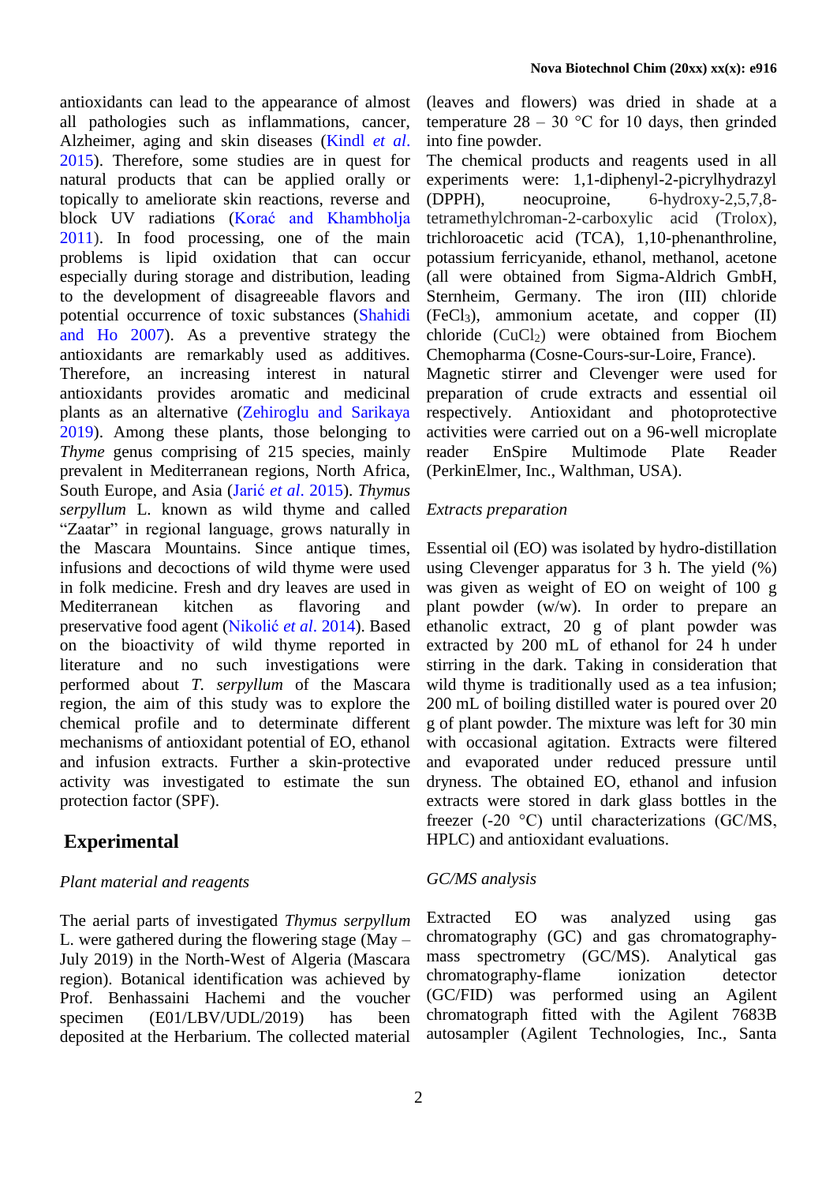antioxidants can lead to the appearance of almost all pathologies such as inflammations, cancer, Alzheimer, aging and skin diseases (Kindl *et al*. 2015). Therefore, some studies are in quest for natural products that can be applied orally or topically to ameliorate skin reactions, reverse and block UV radiations (Korać and Khambholja 2011). In food processing, one of the main problems is lipid oxidation that can occur especially during storage and distribution, leading to the development of disagreeable flavors and potential occurrence of toxic substances (Shahidi and Ho 2007). As a preventive strategy the antioxidants are remarkably used as additives. Therefore, an increasing interest in natural antioxidants provides aromatic and medicinal plants as an alternative (Zehiroglu and Sarikaya 2019). Among these plants, those belonging to *Thyme* genus comprising of 215 species, mainly prevalent in Mediterranean regions, North Africa, South Europe, and Asia (Jarić *et al*. 2015). *Thymus serpyllum* L. known as wild thyme and called "Zaatar" in regional language, grows naturally in the Mascara Mountains. Since antique times, infusions and decoctions of wild thyme were used in folk medicine. Fresh and dry leaves are used in Mediterranean kitchen as flavoring and preservative food agent (Nikolić *et al*. 2014). Based on the bioactivity of wild thyme reported in literature and no such investigations were performed about *T. serpyllum* of the Mascara region, the aim of this study was to explore the chemical profile and to determinate different mechanisms of antioxidant potential of EO, ethanol and infusion extracts. Further a skin-protective activity was investigated to estimate the sun protection factor (SPF).

## Experimental

### *Plant material and reagents*

The aerial parts of investigated *Thymus serpyllum* L. were gathered during the flowering stage (May – July 2019) in the North-West of Algeria (Mascara region). Botanical identification was achieved by Prof. Benhassaini Hachemi and the voucher specimen (E01/LBV/UDL/2019) has been deposited at the Herbarium. The collected material (leaves and flowers) was dried in shade at a temperature 28 – 30 °C for 10 days, then grinded into fine powder.

The chemical products and reagents used in all experiments were: 1,1-diphenyl-2-picrylhydrazyl (DPPH), neocuproine, 6-hydroxy-2,5,7,8-tetramethylchroman-2-carboxylic acid (Trolox), trichloroacetic acid (TCA), 1,10-phenanthroline, potassium ferricyanide, ethanol, methanol, acetone (all were obtained from Sigma-Aldrich GmbH, Sternheim, Germany. The iron (III) chloride ($FeCl_3$), ammonium acetate, and copper (II) chloride ($CuCl_2$) were obtained from Biochem Chemopharma (Cosne-Cours-sur-Loire, France).

Magnetic stirrer and Clevenger were used for preparation of crude extracts and essential oil respectively. Antioxidant and photoprotective activities were carried out on a 96-well microplate reader EnSpire Multimode Plate Reader (PerkinElmer, Inc., Walthman, USA).

### *Extracts preparation*

Essential oil (EO) was isolated by hydro-distillation using Clevenger apparatus for 3 h. The yield (%) was given as weight of EO on weight of 100 g plant powder (w/w). In order to prepare an ethanolic extract, 20 g of plant powder was extracted by 200 mL of ethanol for 24 h under stirring in the dark. Taking in consideration that wild thyme is traditionally used as a tea infusion; 200 mL of boiling distilled water is poured over 20 g of plant powder. The mixture was left for 30 min with occasional agitation. Extracts were filtered and evaporated under reduced pressure until dryness. The obtained EO, ethanol and infusion extracts were stored in dark glass bottles in the freezer (-20 °C) until characterizations (GC/MS, HPLC) and antioxidant evaluations.

### *GC/MS analysis*

Extracted EO was analyzed using gas chromatography (GC) and gas chromatography-mass spectrometry (GC/MS). Analytical gas chromatography-flame ionization detector (GC/FID) was performed using an Agilent chromatograph fitted with the Agilent 7683B autosampler (Agilent Technologies, Inc., Santa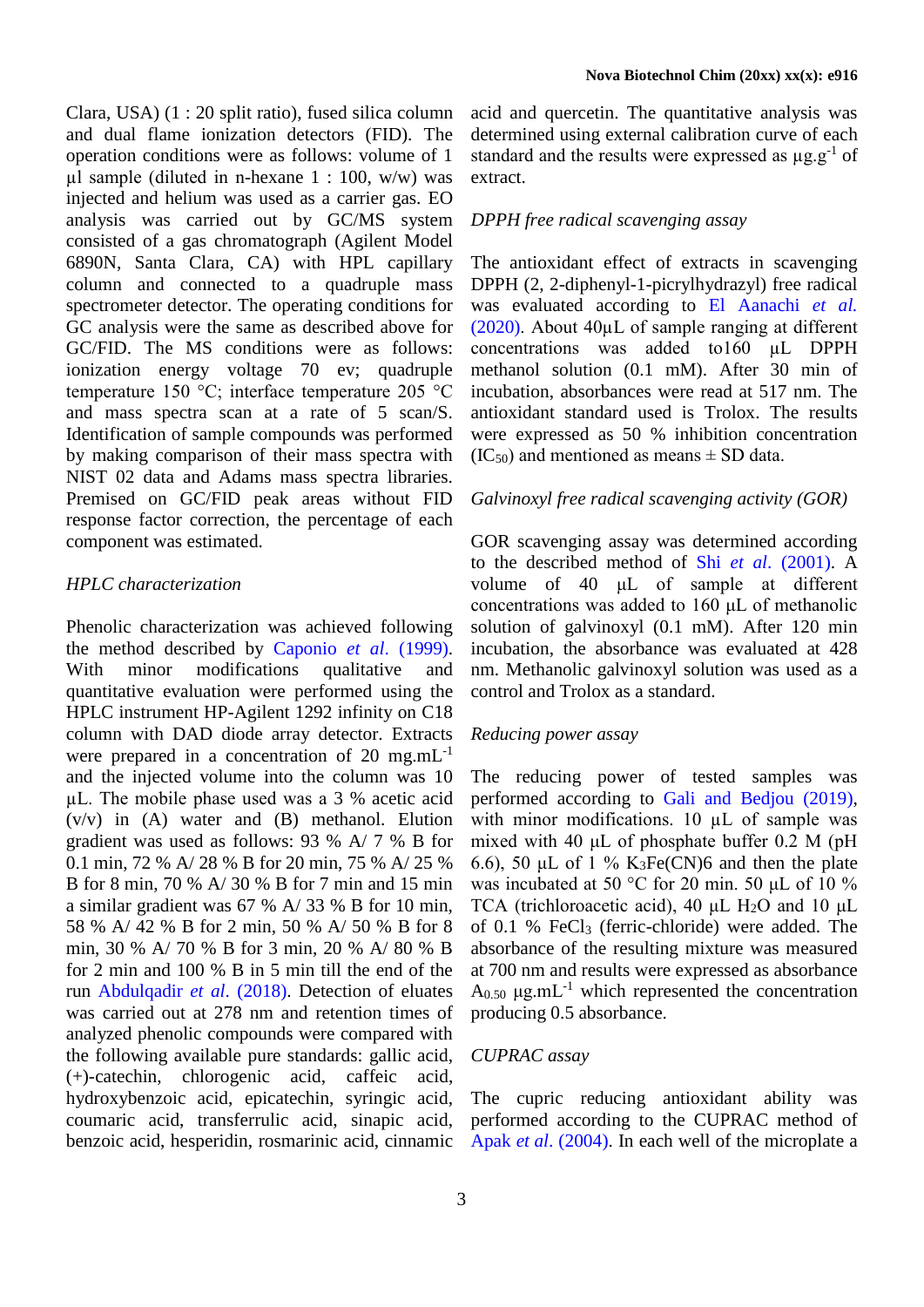Clara, USA) (1 : 20 split ratio), fused silica column and dual flame ionization detectors (FID). The operation conditions were as follows: volume of 1 µl sample (diluted in n-hexane 1 : 100, w/w) was injected and helium was used as a carrier gas. EO analysis was carried out by GC/MS system consisted of a gas chromatograph (Agilent Model 6890N, Santa Clara, CA) with HPL capillary column and connected to a quadruple mass spectrometer detector. The operating conditions for GC analysis were the same as described above for GC/FID. The MS conditions were as follows: ionization energy voltage 70 ev; quadruple temperature 150 °C; interface temperature 205 °C and mass spectra scan at a rate of 5 scan/S. Identification of sample compounds was performed by making comparison of their mass spectra with NIST 02 data and Adams mass spectra libraries. Premised on GC/FID peak areas without FID response factor correction, the percentage of each component was estimated.

*HPLC characterization*

Phenolic characterization was achieved following the method described by Caponio *et al*. (1999). With minor modifications qualitative and quantitative evaluation were performed using the HPLC instrument HP-Agilent 1292 infinity on C18 column with DAD diode array detector. Extracts were prepared in a concentration of 20 mg.mL$^{-1}$ and the injected volume into the column was 10 µL. The mobile phase used was a 3 % acetic acid (v/v) in (A) water and (B) methanol. Elution gradient was used as follows: 93 % A/ 7 % B for 0.1 min, 72 % A/ 28 % B for 20 min, 75 % A/ 25 % B for 8 min, 70 % A/ 30 % B for 7 min and 15 min a similar gradient was 67 % A/ 33 % B for 10 min, 58 % A/ 42 % B for 2 min, 50 % A/ 50 % B for 8 min, 30 % A/ 70 % B for 3 min, 20 % A/ 80 % B for 2 min and 100 % B in 5 min till the end of the run Abdulqadir *et al*. (2018). Detection of eluates was carried out at 278 nm and retention times of analyzed phenolic compounds were compared with the following available pure standards: gallic acid, (+)-catechin, chlorogenic acid, caffeic acid, hydroxybenzoic acid, epicatechin, syringic acid, coumaric acid, transferrulic acid, sinapic acid, benzoic acid, hesperidin, rosmarinic acid, cinnamic acid and quercetin. The quantitative analysis was determined using external calibration curve of each standard and the results were expressed as µg.g$^{-1}$ of extract.

*DPPH free radical scavenging assay*

The antioxidant effect of extracts in scavenging DPPH (2, 2-diphenyl-1-picrylhydrazyl) free radical was evaluated according to El Aanachi *et al.* (2020). About 40µL of sample ranging at different concentrations was added to160 µL DPPH methanol solution (0.1 mM). After 30 min of incubation, absorbances were read at 517 nm. The antioxidant standard used is Trolox. The results were expressed as 50 % inhibition concentration ($IC_{50}$) and mentioned as means ± SD data.

*Galvinoxyl free radical scavenging activity (GOR)*

GOR scavenging assay was determined according to the described method of Shi *et al*. (2001). A volume of 40 µL of sample at different concentrations was added to 160 µL of methanolic solution of galvinoxyl (0.1 mM). After 120 min incubation, the absorbance was evaluated at 428 nm. Methanolic galvinoxyl solution was used as a control and Trolox as a standard.

*Reducing power assay*

The reducing power of tested samples was performed according to Gali and Bedjou (2019), with minor modifications. 10 µL of sample was mixed with 40 µL of phosphate buffer 0.2 M (pH 6.6), 50 µL of 1 % $K_3Fe(CN)6$ and then the plate was incubated at 50 °C for 20 min. 50 µL of 10 % TCA (trichloroacetic acid), 40 µL $H_2O$ and 10 µL of 0.1 % $FeCl_3$ (ferric-chloride) were added. The absorbance of the resulting mixture was measured at 700 nm and results were expressed as absorbance $A_{0.50}$ µg.mL$^{-1}$ which represented the concentration producing 0.5 absorbance.

*CUPRAC assay*

The cupric reducing antioxidant ability was performed according to the CUPRAC method of Apak *et al*. (2004). In each well of the microplate a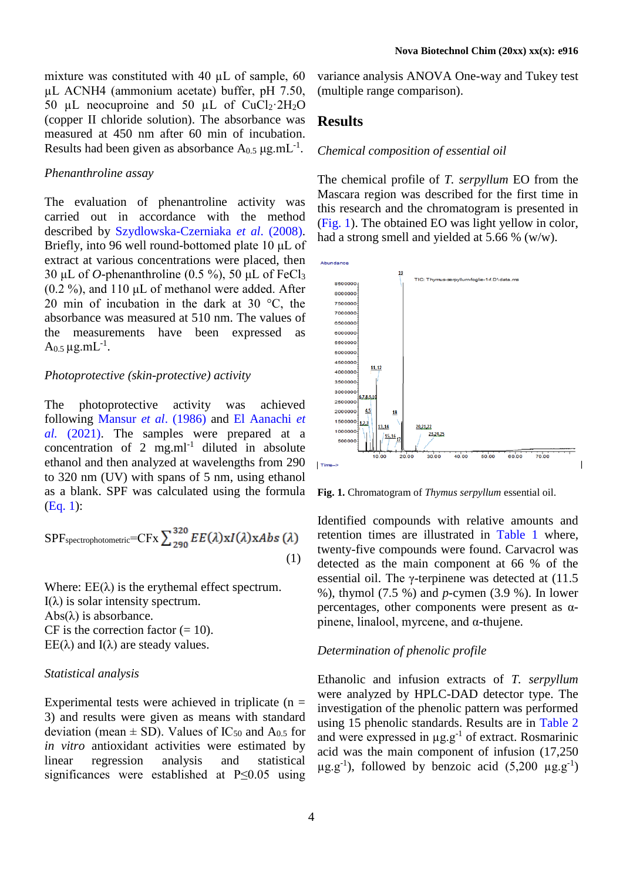mixture was constituted with 40 µL of sample, 60 µL ACNH4 (ammonium acetate) buffer, pH 7.50, 50 µL neocuproine and 50 µL of $CuCl_2 \cdot 2H_2O$ (copper II chloride solution). The absorbance was measured at 450 nm after 60 min of incubation. Results had been given as absorbance $A_{0.5}$ µg.mL$^{-1}$.

*Phenanthroline assay*

The evaluation of phenantroline activity was carried out in accordance with the method described by Szydlowska-Czerniaka *et al*. (2008). Briefly, into 96 well round-bottomed plate 10 µL of extract at various concentrations were placed, then 30 µL of *O*-phenanthroline (0.5 %), 50 µL of $FeCl_3$ (0.2 %), and 110 µL of methanol were added. After 20 min of incubation in the dark at 30 °C, the absorbance was measured at 510 nm. The values of the measurements have been expressed as $A_{0.5}$ µg.mL$^{-1}$.

*Photoprotective (skin-protective) activity*

The photoprotective activity was achieved following Mansur *et al*. (1986) and El Aanachi *et al.* (2021). The samples were prepared at a concentration of 2 mg.ml$^{-1}$ diluted in absolute ethanol and then analyzed at wavelengths from 290 to 320 nm (UV) with spans of 5 nm, using ethanol as a blank. SPF was calculated using the formula (Eq. 1):

$$SPF_{spectrophotometric} = CF x \sum_{290}^{320} EE(\lambda) x I(\lambda) x Abs(\lambda) \quad (1)$$

Where: EE(λ) is the erythemal effect spectrum.
I(λ) is solar intensity spectrum.
Abs(λ) is absorbance.
CF is the correction factor (= 10).
EE(λ) and I(λ) are steady values.

*Statistical analysis*

Experimental tests were achieved in triplicate (n = 3) and results were given as means with standard deviation (mean ± SD). Values of $IC_{50}$ and $A_{0.5}$ for *in vitro* antioxidant activities were estimated by linear regression analysis and statistical significances were established at $P \leq 0.05$ using variance analysis ANOVA One-way and Tukey test (multiple range comparison).

## Results

*Chemical composition of essential oil*

The chemical profile of *T. serpyllum* EO from the Mascara region was described for the first time in this research and the chromatogram is presented in (Fig. 1). The obtained EO was light yellow in color, had a strong smell and yielded at 5.66 % (w/w).

**Fig. 1.** Chromatogram of *Thymus serpyllum* essential oil.

Identified compounds with relative amounts and retention times are illustrated in Table 1 where, twenty-five compounds were found. Carvacrol was detected as the main component at 66 % of the essential oil. The γ-terpinene was detected at (11.5 %), thymol (7.5 %) and *p*-cymen (3.9 %). In lower percentages, other components were present as α-pinene, linalool, myrcene, and α-thujene.

*Determination of phenolic profile*

Ethanolic and infusion extracts of *T. serpyllum* were analyzed by HPLC-DAD detector type. The investigation of the phenolic pattern was performed using 15 phenolic standards. Results are in Table 2 and were expressed in µg.g$^{-1}$ of extract. Rosmarinic acid was the main component of infusion (17,250 µg.g$^{-1}$), followed by benzoic acid (5,200 µg.g$^{-1}$)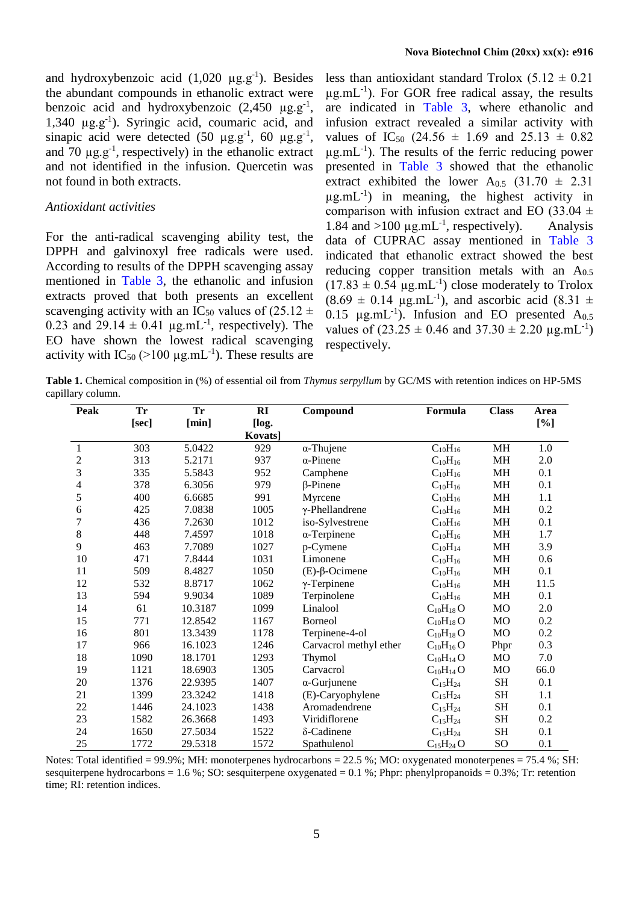and hydroxybenzoic acid (1,020 μg.g$^{-1}$). Besides the abundant compounds in ethanolic extract were benzoic acid and hydroxybenzoic (2,450 μg.g$^{-1}$, 1,340 μg.g$^{-1}$). Syringic acid, coumaric acid, and sinapic acid were detected (50 μg.g$^{-1}$, 60 μg.g$^{-1}$, and 70 μg.g$^{-1}$, respectively) in the ethanolic extract and not identified in the infusion. Quercetin was not found in both extracts.

*Antioxidant activities*

For the anti-radical scavenging ability test, the DPPH and galvinoxyl free radicals were used. According to results of the DPPH scavenging assay mentioned in Table 3, the ethanolic and infusion extracts proved that both presents an excellent scavenging activity with an $IC_{50}$ values of (25.12 ± 0.23 and 29.14 ± 0.41 μg.mL$^{-1}$, respectively). The EO have shown the lowest radical scavenging activity with $IC_{50}$ (>100 μg.mL$^{-1}$). These results are less than antioxidant standard Trolox (5.12 ± 0.21 μg.mL$^{-1}$). For GOR free radical assay, the results are indicated in Table 3, where ethanolic and infusion extract revealed a similar activity with values of $IC_{50}$ (24.56 ± 1.69 and 25.13 ± 0.82 μg.mL$^{-1}$). The results of the ferric reducing power presented in Table 3 showed that the ethanolic extract exhibited the lower $A_{0.5}$ (31.70 ± 2.31 μg.mL$^{-1}$) in meaning, the highest activity in comparison with infusion extract and EO (33.04 ± 1.84 and >100 μg.mL$^{-1}$, respectively). Analysis data of CUPRAC assay mentioned in Table 3 indicated that ethanolic extract showed the best reducing copper transition metals with an $A_{0.5}$ (17.83 ± 0.54 μg.mL$^{-1}$) close moderately to Trolox (8.69 ± 0.14 μg.mL$^{-1}$), and ascorbic acid (8.31 ± 0.15 μg.mL$^{-1}$). Infusion and EO presented $A_{0.5}$ values of (23.25 ± 0.46 and 37.30 ± 2.20 μg.mL$^{-1}$) respectively.

**Table 1.** Chemical composition in (%) of essential oil from *Thymus serpyllum* by GC/MS with retention indices on HP-5MS capillary column.

| Peak | Tr [sec] | Tr [min] | RI [log. Kovats] | Compound | Formula | Class | Area [%] |
|---|---|---|---|---|---|---|---|
| 1 | 303 | 5.0422 | 929 | α-Thujene | $C_{10}H_{16}$ | MH | 1.0 |
| 2 | 313 | 5.2171 | 937 | α-Pinene | $C_{10}H_{16}$ | MH | 2.0 |
| 3 | 335 | 5.5843 | 952 | Camphene | $C_{10}H_{16}$ | MH | 0.1 |
| 4 | 378 | 6.3056 | 979 | β-Pinene | $C_{10}H_{16}$ | MH | 0.1 |
| 5 | 400 | 6.6685 | 991 | Myrcene | $C_{10}H_{16}$ | MH | 1.1 |
| 6 | 425 | 7.0838 | 1005 | γ-Phellandrene | $C_{10}H_{16}$ | MH | 0.2 |
| 7 | 436 | 7.2630 | 1012 | iso-Sylvestrene | $C_{10}H_{16}$ | MH | 0.1 |
| 8 | 448 | 7.4597 | 1018 | α-Terpinene | $C_{10}H_{16}$ | MH | 1.7 |
| 9 | 463 | 7.7089 | 1027 | p-Cymene | $C_{10}H_{14}$ | MH | 3.9 |
| 10 | 471 | 7.8444 | 1031 | Limonene | $C_{10}H_{16}$ | MH | 0.6 |
| 11 | 509 | 8.4827 | 1050 | (E)-β-Ocimene | $C_{10}H_{16}$ | MH | 0.1 |
| 12 | 532 | 8.8717 | 1062 | γ-Terpinene | $C_{10}H_{16}$ | MH | 11.5 |
| 13 | 594 | 9.9034 | 1089 | Terpinolene | $C_{10}H_{16}$ | MH | 0.1 |
| 14 | 61 | 10.3187 | 1099 | Linalool | $C_{10}H_{18}O$ | MO | 2.0 |
| 15 | 771 | 12.8542 | 1167 | Borneol | $C_{10}H_{18}O$ | MO | 0.2 |
| 16 | 801 | 13.3439 | 1178 | Terpinene-4-ol | $C_{10}H_{18}O$ | MO | 0.2 |
| 17 | 966 | 16.1023 | 1246 | Carvacrol methyl ether | $C_{10}H_{16}O$ | Phpr | 0.3 |
| 18 | 1090 | 18.1701 | 1293 | Thymol | $C_{10}H_{14}O$ | MO | 7.0 |
| 19 | 1121 | 18.6903 | 1305 | Carvacrol | $C_{10}H_{14}O$ | MO | 66.0 |
| 20 | 1376 | 22.9395 | 1407 | α-Gurjunene | $C_{15}H_{24}$ | SH | 0.1 |
| 21 | 1399 | 23.3242 | 1418 | (E)-Caryophylene | $C_{15}H_{24}$ | SH | 1.1 |
| 22 | 1446 | 24.1023 | 1438 | Aromadendrene | $C_{15}H_{24}$ | SH | 0.1 |
| 23 | 1582 | 26.3668 | 1493 | Viridiflorene | $C_{15}H_{24}$ | SH | 0.2 |
| 24 | 1650 | 27.5034 | 1522 | δ-Cadinene | $C_{15}H_{24}$ | SH | 0.1 |
| 25 | 1772 | 29.5318 | 1572 | Spathulenol | $C_{15}H_{24}O$ | SO | 0.1 |

Notes: Total identified = 99.9%; MH: monoterpenes hydrocarbons = 22.5 %; MO: oxygenated monoterpenes = 75.4 %; SH: sesquiterpene hydrocarbons = 1.6 %; SO: sesquiterpene oxygenated = 0.1 %; Phpr: phenylpropanoids = 0.3%; Tr: retention time; RI: retention indices.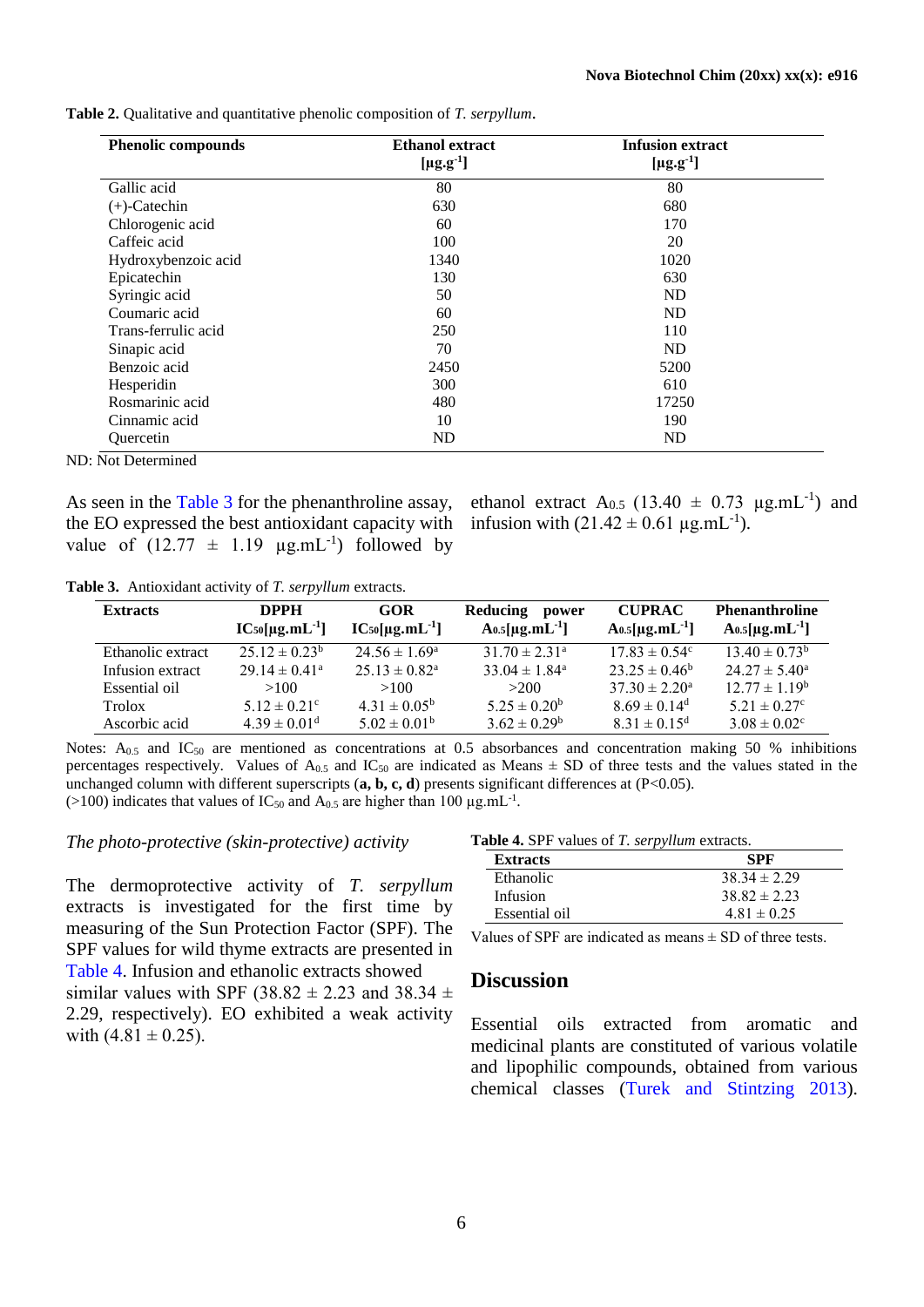**Table 2.** Qualitative and quantitative phenolic composition of *T. serpyllum*.

| Phenolic compounds | Ethanol extract [μg.g$^{-1}$] | Infusion extract [μg.g$^{-1}$] |
|---|---|---|
| Gallic acid | 80 | 80 |
| (+)-Catechin | 630 | 680 |
| Chlorogenic acid | 60 | 170 |
| Caffeic acid | 100 | 20 |
| Hydroxybenzoic acid | 1340 | 1020 |
| Epicatechin | 130 | 630 |
| Syringic acid | 50 | ND |
| Coumaric acid | 60 | ND |
| Trans-ferrulic acid | 250 | 110 |
| Sinapic acid | 70 | ND |
| Benzoic acid | 2450 | 5200 |
| Hesperidin | 300 | 610 |
| Rosmarinic acid | 480 | 17250 |
| Cinnamic acid | 10 | 190 |
| Quercetin | ND | ND |

ND: Not Determined

As seen in the Table 3 for the phenanthroline assay, the EO expressed the best antioxidant capacity with value of (12.77 ± 1.19 μg.mL$^{-1}$) followed by ethanol extract $A_{0.5}$ (13.40 ± 0.73 μg.mL$^{-1}$) and infusion with (21.42 ± 0.61 μg.mL$^{-1}$).

**Table 3.** Antioxidant activity of *T. serpyllum* extracts.

| Extracts | DPPH $IC_{50}$[μg.mL$^{-1}$] | GOR $IC_{50}$[μg.mL$^{-1}$] | Reducing power $A_{0.5}$[μg.mL$^{-1}$] | CUPRAC $A_{0.5}$[μg.mL$^{-1}$] | Phenanthroline $A_{0.5}$[μg.mL$^{-1}$] |
|---|---|---|---|---|---|
| Ethanolic extract | $25.12 \pm 0.23^{b}$ | $24.56 \pm 1.69^{a}$ | $31.70 \pm 2.31^{a}$ | $17.83 \pm 0.54^{c}$ | $13.40 \pm 0.73^{b}$ |
| Infusion extract | $29.14 \pm 0.41^{a}$ | $25.13 \pm 0.82^{a}$ | $33.04 \pm 1.84^{a}$ | $23.25 \pm 0.46^{b}$ | $24.27 \pm 5.40^{a}$ |
| Essential oil | >100 | >100 | >200 | $37.30 \pm 2.20^{a}$ | $12.77 \pm 1.19^{b}$ |
| Trolox | $5.12 \pm 0.21^{c}$ | $4.31 \pm 0.05^{b}$ | $5.25 \pm 0.20^{b}$ | $8.69 \pm 0.14^{d}$ | $5.21 \pm 0.27^{c}$ |
| Ascorbic acid | $4.39 \pm 0.01^{d}$ | $5.02 \pm 0.01^{b}$ | $3.62 \pm 0.29^{b}$ | $8.31 \pm 0.15^{d}$ | $3.08 \pm 0.02^{c}$ |

Notes: $A_{0.5}$ and $IC_{50}$ are mentioned as concentrations at 0.5 absorbances and concentration making 50 % inhibitions percentages respectively. Values of $A_{0.5}$ and $IC_{50}$ are indicated as Means ± SD of three tests and the values stated in the unchanged column with different superscripts (**a, b, c, d**) presents significant differences at ($P<0.05$).
(>100) indicates that values of $IC_{50}$ and $A_{0.5}$ are higher than 100 μg.mL$^{-1}$.

*The photo-protective (skin-protective) activity*

The dermoprotective activity of *T. serpyllum* extracts is investigated for the first time by measuring of the Sun Protection Factor (SPF). The SPF values for wild thyme extracts are presented in Table 4. Infusion and ethanolic extracts showed similar values with SPF (38.82 ± 2.23 and 38.34 ± 2.29, respectively). EO exhibited a weak activity with (4.81 ± 0.25).

**Table 4.** SPF values of *T. serpyllum* extracts.

| Extracts | SPF |
|---|---|
| Ethanolic | 38.34 ± 2.29 |
| Infusion | 38.82 ± 2.23 |
| Essential oil | 4.81 ± 0.25 |

Values of SPF are indicated as means ± SD of three tests.

## Discussion

Essential oils extracted from aromatic and medicinal plants are constituted of various volatile and lipophilic compounds, obtained from various chemical classes (Turek and Stintzing 2013).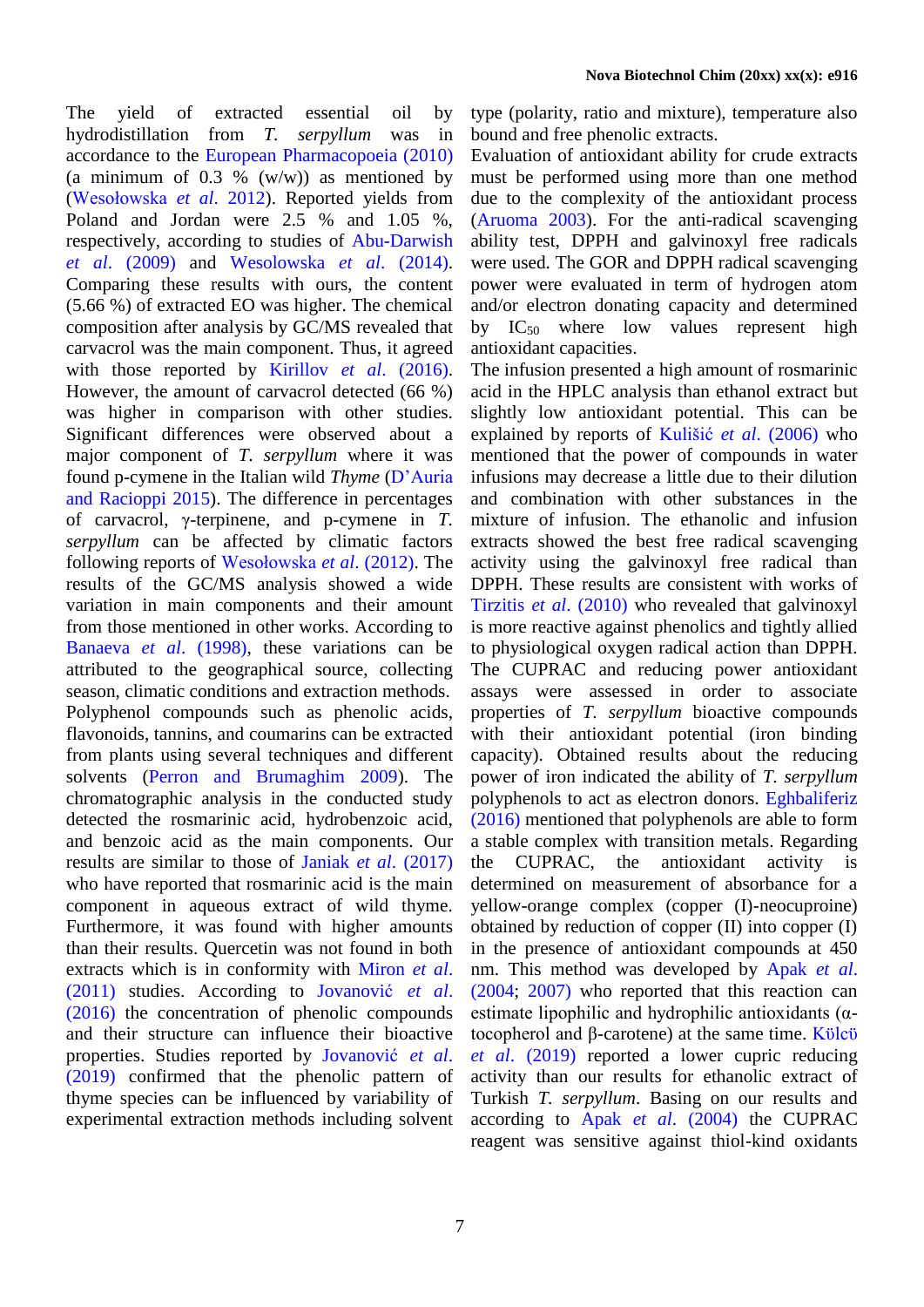The yield of extracted essential oil by hydrodistillation from *T. serpyllum* was in accordance to the European Pharmacopoeia (2010) (a minimum of 0.3 % (w/w)) as mentioned by (Wesołowska *et al.* 2012). Reported yields from Poland and Jordan were 2.5 % and 1.05 %, respectively, according to studies of Abu-Darwish *et al.* (2009) and Wesolowska *et al.* (2014). Comparing these results with ours, the content (5.66 %) of extracted EO was higher. The chemical composition after analysis by GC/MS revealed that carvacrol was the main component. Thus, it agreed with those reported by Kirillov *et al.* (2016). However, the amount of carvacrol detected (66 %) was higher in comparison with other studies. Significant differences were observed about a major component of *T. serpyllum* where it was found p-cymene in the Italian wild *Thyme* (D'Auria and Racioppi 2015). The difference in percentages of carvacrol, γ-terpinene, and p-cymene in *T. serpyllum* can be affected by climatic factors following reports of Wesołowska *et al.* (2012). The results of the GC/MS analysis showed a wide variation in main components and their amount from those mentioned in other works. According to Banaeva *et al.* (1998), these variations can be attributed to the geographical source, collecting season, climatic conditions and extraction methods.

Polyphenol compounds such as phenolic acids, flavonoids, tannins, and coumarins can be extracted from plants using several techniques and different solvents (Perron and Brumaghim 2009). The chromatographic analysis in the conducted study detected the rosmarinic acid, hydrobenzoic acid, and benzoic acid as the main components. Our results are similar to those of Janiak *et al.* (2017) who have reported that rosmarinic acid is the main component in aqueous extract of wild thyme. Furthermore, it was found with higher amounts than their results. Quercetin was not found in both extracts which is in conformity with Miron *et al.* (2011) studies. According to Jovanović *et al.* (2016) the concentration of phenolic compounds and their structure can influence their bioactive properties. Studies reported by Jovanović *et al.* (2019) confirmed that the phenolic pattern of thyme species can be influenced by variability of experimental extraction methods including solvent type (polarity, ratio and mixture), temperature also bound and free phenolic extracts.

Evaluation of antioxidant ability for crude extracts must be performed using more than one method due to the complexity of the antioxidant process (Aruoma 2003). For the anti-radical scavenging ability test, DPPH and galvinoxyl free radicals were used. The GOR and DPPH radical scavenging power were evaluated in term of hydrogen atom and/or electron donating capacity and determined by $IC_{50}$ where low values represent high antioxidant capacities.

The infusion presented a high amount of rosmarinic acid in the HPLC analysis than ethanol extract but slightly low antioxidant potential. This can be explained by reports of Kulišić *et al.* (2006) who mentioned that the power of compounds in water infusions may decrease a little due to their dilution and combination with other substances in the mixture of infusion. The ethanolic and infusion extracts showed the best free radical scavenging activity using the galvinoxyl free radical than DPPH. These results are consistent with works of Tirzitis *et al.* (2010) who revealed that galvinoxyl is more reactive against phenolics and tightly allied to physiological oxygen radical action than DPPH.

The CUPRAC and reducing power antioxidant assays were assessed in order to associate properties of *T. serpyllum* bioactive compounds with their antioxidant potential (iron binding capacity). Obtained results about the reducing power of iron indicated the ability of *T. serpyllum* polyphenols to act as electron donors. Eghbaliferiz (2016) mentioned that polyphenols are able to form a stable complex with transition metals. Regarding the CUPRAC, the antioxidant activity is determined on measurement of absorbance for a yellow-orange complex (copper (I)-neocuproine) obtained by reduction of copper (II) into copper (I) in the presence of antioxidant compounds at 450 nm. This method was developed by Apak *et al.* (2004; 2007) who reported that this reaction can estimate lipophilic and hydrophilic antioxidants (α-tocopherol and β-carotene) at the same time. Külcü *et al.* (2019) reported a lower cupric reducing activity than our results for ethanolic extract of Turkish *T. serpyllum*. Basing on our results and according to Apak *et al.* (2004) the CUPRAC reagent was sensitive against thiol-kind oxidants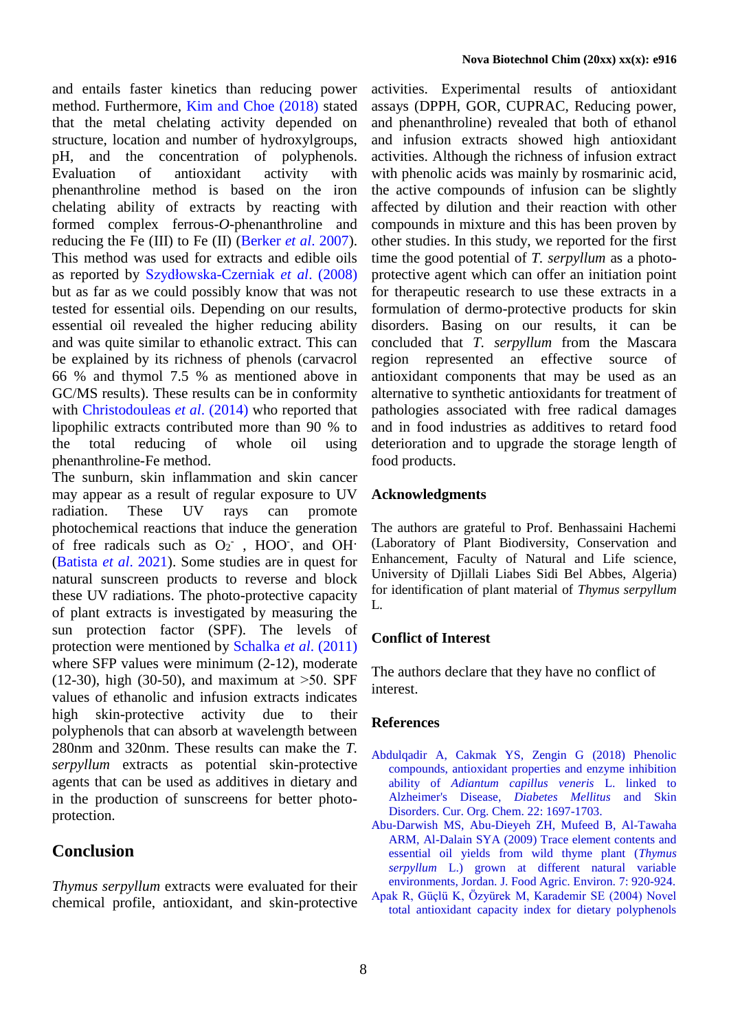and entails faster kinetics than reducing power method. Furthermore, Kim and Choe (2018) stated that the metal chelating activity depended on structure, location and number of hydroxylgroups, pH, and the concentration of polyphenols. Evaluation of antioxidant activity with phenanthroline method is based on the iron chelating ability of extracts by reacting with formed complex ferrous-*O*-phenanthroline and reducing the Fe (III) to Fe (II) (Berker *et al*. 2007). This method was used for extracts and edible oils as reported by Szydłowska-Czerniak *et al*. (2008) but as far as we could possibly know that was not tested for essential oils. Depending on our results, essential oil revealed the higher reducing ability and was quite similar to ethanolic extract. This can be explained by its richness of phenols (carvacrol 66 % and thymol 7.5 % as mentioned above in GC/MS results). These results can be in conformity with Christodouleas *et al*. (2014) who reported that lipophilic extracts contributed more than 90 % to the total reducing of whole oil using phenanthroline-Fe method.

The sunburn, skin inflammation and skin cancer may appear as a result of regular exposure to UV radiation. These UV rays can promote photochemical reactions that induce the generation of free radicals such as $O_2^-$ , $HOO^-$, and $OH^·$ (Batista *et al*. 2021). Some studies are in quest for natural sunscreen products to reverse and block these UV radiations. The photo-protective capacity of plant extracts is investigated by measuring the sun protection factor (SPF). The levels of protection were mentioned by Schalka *et al*. (2011) where SFP values were minimum (2-12), moderate (12-30), high (30-50), and maximum at >50. SPF values of ethanolic and infusion extracts indicates high skin-protective activity due to their polyphenols that can absorb at wavelength between 280nm and 320nm. These results can make the *T. serpyllum* extracts as potential skin-protective agents that can be used as additives in dietary and in the production of sunscreens for better photo-protection.

## Conclusion

*Thymus serpyllum* extracts were evaluated for their chemical profile, antioxidant, and skin-protective activities. Experimental results of antioxidant assays (DPPH, GOR, CUPRAC, Reducing power, and phenanthroline) revealed that both of ethanol and infusion extracts showed high antioxidant activities. Although the richness of infusion extract with phenolic acids was mainly by rosmarinic acid, the active compounds of infusion can be slightly affected by dilution and their reaction with other compounds in mixture and this has been proven by other studies. In this study, we reported for the first time the good potential of *T. serpyllum* as a photo-protective agent which can offer an initiation point for therapeutic research to use these extracts in a formulation of dermo-protective products for skin disorders. Basing on our results, it can be concluded that *T. serpyllum* from the Mascara region represented an effective source of antioxidant components that may be used as an alternative to synthetic antioxidants for treatment of pathologies associated with free radical damages and in food industries as additives to retard food deterioration and to upgrade the storage length of food products.

## Acknowledgments

The authors are grateful to Prof. Benhassaini Hachemi (Laboratory of Plant Biodiversity, Conservation and Enhancement, Faculty of Natural and Life science, University of Djillali Liabes Sidi Bel Abbes, Algeria) for identification of plant material of *Thymus serpyllum* L.

## Conflict of Interest

The authors declare that they have no conflict of interest.

## References

Abdulqadir A, Cakmak YS, Zengin G (2018) Phenolic compounds, antioxidant properties and enzyme inhibition ability of *Adiantum capillus veneris* L. linked to Alzheimer's Disease, *Diabetes Mellitus* and Skin Disorders. Cur. Org. Chem. 22: 1697-1703.

Abu-Darwish MS, Abu-Dieyeh ZH, Mufeed B, Al-Tawaha ARM, Al-Dalain SYA (2009) Trace element contents and essential oil yields from wild thyme plant (*Thymus serpyllum* L.) grown at different natural variable environments, Jordan. J. Food Agric. Environ. 7: 920-924.

Apak R, Güçlü K, Özyürek M, Karademir SE (2004) Novel total antioxidant capacity index for dietary polyphenols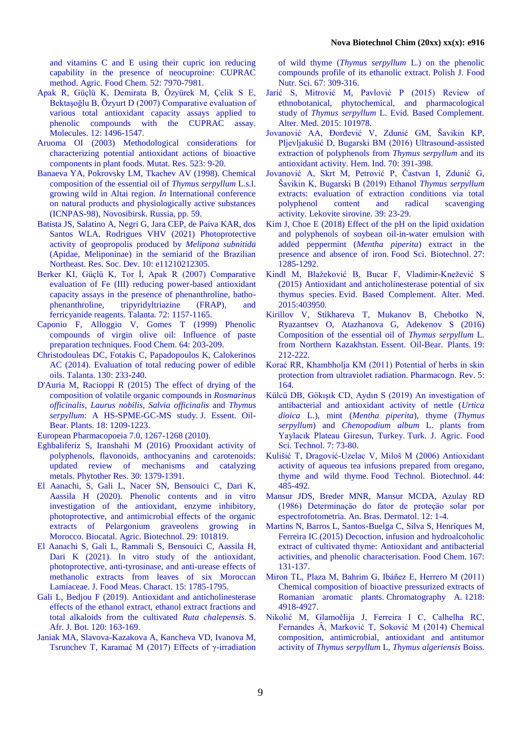and vitamins C and E using their cupric ion reducing capability in the presence of neocuproine: CUPRAC method. Agric. Food Chem. 52: 7970-7981.

Apak R, Güçlü K, Demirata B, Özyürek M, Çelik S E, Bektaşoğlu B, Özyurt D (2007) Comparative evaluation of various total antioxidant capacity assays applied to phenolic compounds with the CUPRAC assay. Molecules. 12: 1496-1547.

Aruoma OI (2003) Methodological considerations for characterizing potential antioxidant actions of bioactive components in plant foods. Mutat. Res. 523: 9-20.

Banaeva YA, Pokrovsky LM, Tkachev AV (1998). Chemical composition of the essential oil of *Thymus serpyllum* L.s.l. growing wild in Altai region. *In* International conference on natural products and physiologically active substances (ICNPAS-98), Novosibirsk. Russia, pp. 59.

Batista JS, Salatino A, Negri G, Jara CEP, de Paiva KAR, dos Santos WLA, Rodrigues VHV (2021) Photoprotective activity of geopropolis produced by *Melipona subnitida* (Apidae, Meliponinae) in the semiarid of the Brazilian Northeast. Res. Soc. Dev. 10: e11210212305.

Berker KI, Güçlü K, Tor İ, Apak R (2007) Comparative evaluation of Fe (III) reducing power-based antioxidant capacity assays in the presence of phenanthroline, batho-phenanthroline, tripyridyltriazine (FRAP), and ferricyanide reagents. Talanta. 72: 1157-1165.

Caponio F, Alloggio V, Gomes T (1999) Phenolic compounds of virgin olive oil: Influence of paste preparation techniques. Food Chem. 64: 203-209.

Christodouleas DC, Fotakis C, Papadopoulos K, Calokerinos AC (2014). Evaluation of total reducing power of edible oils. Talanta. 130: 233-240.

D'Auria M, Racioppi R (2015) The effect of drying of the composition of volatile organic compounds in *Rosmarinus officinalis*, *Laurus nobilis*, *Salvia officinalis* and *Thymus serpyllum*: A HS-SPME-GC-MS study. J. Essent. Oil-Bear. Plants. 18: 1209-1223.

European Pharmacopoeia 7.0, 1267-1268 (2010).

Eghbaliferiz S, Iranshahi M (2016) Prooxidant activity of polyphenols, flavonoids, anthocyanins and carotenoids: updated review of mechanisms and catalyzing metals. Phytother Res. 30: 1379-1391.

El Aanachi, S, Gali L, Nacer SN, Bensouici C, Dari K, Aassila H (2020). Phenolic contents and in vitro investigation of the antioxidant, enzyme inhibitory, photoprotective, and antimicrobial effects of the organic extracts of Pelargonium graveolens growing in Morocco. Biocatal. Agric. Biotechnol. 29: 101819.

El Aanachi S, Gali L, Rammali S, Bensouici C, Aassila H, Dari K (2021). In vitro study of the antioxidant, photoprotective, anti-tyrosinase, and anti-urease effects of methanolic extracts from leaves of six Moroccan Lamiaceae. J. Food Meas. Charact. 15: 1785-1795.

Gali L, Bedjou F (2019). Antioxidant and anticholinesterase effects of the ethanol extract, ethanol extract fractions and total alkaloids from the cultivated *Ruta chalepensis*. S. Afr. J. Bot. 120: 163-169.

Janiak MA, Slavova-Kazakova A, Kancheva VD, Ivanova M, Tsrunchev T, Karamać M (2017) Effects of γ-irradiation of wild thyme (*Thymus serpyllum* L.) on the phenolic compounds profile of its ethanolic extract. Polish J. Food Nutr. Sci. 67: 309-316.

Jarić S, Mitrović M, Pavlović P (2015) Review of ethnobotanical, phytochemical, and pharmacological study of *Thymus serpyllum* L. Evid. Based Complement. Alter. Med. 2015: 101978.

Jovanović AA, Đorđević V, Zdunić GM, Šavikin KP, Pljevljakušić D, Bugarski BM (2016) Ultrasound-assisted extraction of polyphenols from *Thymus serpyllum* and its antioxidant activity. Hem. Ind. 70: 391-398.

Jovanović A, Skrt M, Petrović P, Častvan I, Zdunić G, Šavikin K, Bugarski B (2019) Ethanol *Thymus serpyllum* extracts: evaluation of extraction conditions via total polyphenol content and radical scavenging activity. Lekovite sirovine. 39: 23-29.

Kim J, Choe E (2018) Effect of the pH on the lipid oxidation and polyphenols of soybean oil-in-water emulsion with added peppermint (*Mentha piperita*) extract in the presence and absence of iron. Food Sci. Biotechnol. 27: 1285-1292.

Kindl M, Blažeković B, Bucar F, Vladimir-Knežević S (2015) Antioxidant and anticholinesterase potential of six thymus species. Evid. Based Complement. Alter. Med. 2015:403950.

Kirillov V, Stikhareva T, Mukanov B, Chebotko N, Ryazantsev O, Atazhanova G, Adekenov S (2016) Composition of the essential oil of *Thymus serpyllum* L. from Northern Kazakhstan. Essent. Oil-Bear. Plants. 19: 212-222.

Korać RR, Khambholja KM (2011) Potential of herbs in skin protection from ultraviolet radiation. Pharmacogn. Rev. 5: 164.

Külcü DB, Gökışık CD, Aydın S (2019) An investigation of antibacterial and antioxidant activity of nettle (*Urtica dioica* L.), mint (*Mentha piperita*), thyme (*Thymus serpyllum*) and *Chenopodium album* L. plants from Yaylacık Plateau Giresun, Turkey. Turk. J. Agric. Food Sci. Technol. 7: 73-80.

Kulišić T, Dragović-Uzelac V, Miloš M (2006) Antioxidant activity of aqueous tea infusions prepared from oregano, thyme and wild thyme. Food Technol. Biotechnol. 44: 485-492.

Mansur JDS, Breder MNR, Mansur MCDA, Azulay RD (1986) Determinação do fator de proteção solar por espectrofotometria. An. Bras. Dermatol. 12: 1-4.

Martins N, Barros L, Santos-Buelga C, Silva S, Henriques M, Ferreira IC (2015) Decoction, infusion and hydroalcoholic extract of cultivated thyme: Antioxidant and antibacterial activities, and phenolic characterisation. Food Chem. 167: 131-137.

Miron TL, Plaza M, Bahrim G, Ibáñez E, Herrero M (2011) Chemical composition of bioactive pressurized extracts of Romanian aromatic plants. Chromatography A. 1218: 4918-4927.

Nikolić M, Glamočlija J, Ferreira I C, Calhelha RC, Fernandes Â, Marković T, Soković M (2014) Chemical composition, antimicrobial, antioxidant and antitumor activity of *Thymus serpyllum* L, *Thymus algeriensis* Boiss.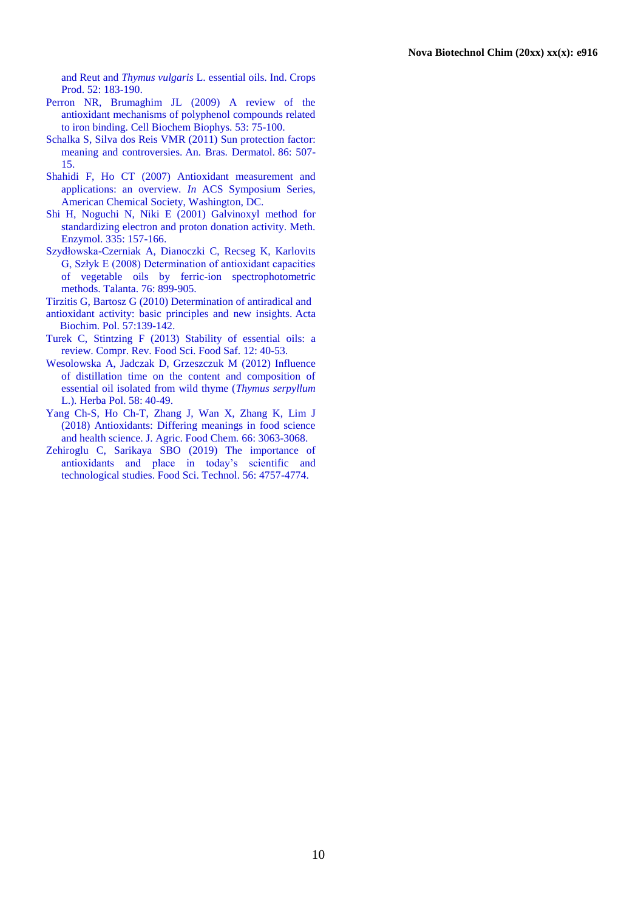and Reut and *Thymus vulgaris* L. essential oils. Ind. Crops Prod. 52: 183-190.

Perron NR, Brumaghim JL (2009) A review of the antioxidant mechanisms of polyphenol compounds related to iron binding. Cell Biochem Biophys. 53: 75-100.

Schalka S, Silva dos Reis VMR (2011) Sun protection factor: meaning and controversies. An. Bras. Dermatol. 86: 507-15.

Shahidi F, Ho CT (2007) Antioxidant measurement and applications: an overview. *In* ACS Symposium Series, American Chemical Society, Washington, DC.

Shi H, Noguchi N, Niki E (2001) Galvinoxyl method for standardizing electron and proton donation activity. Meth. Enzymol. 335: 157-166.

Szydłowska-Czerniak A, Dianoczki C, Recseg K, Karlovits G, Szłyk E (2008) Determination of antioxidant capacities of vegetable oils by ferric-ion spectrophotometric methods. Talanta. 76: 899-905.

Tirzitis G, Bartosz G (2010) Determination of antiradical and antioxidant activity: basic principles and new insights. Acta Biochim. Pol. 57:139-142.

Turek C, Stintzing F (2013) Stability of essential oils: a review. Compr. Rev. Food Sci. Food Saf. 12: 40-53.

Wesolowska A, Jadczak D, Grzeszczuk M (2012) Influence of distillation time on the content and composition of essential oil isolated from wild thyme (*Thymus serpyllum* L.). Herba Pol. 58: 40-49.

Yang Ch-S, Ho Ch-T, Zhang J, Wan X, Zhang K, Lim J (2018) Antioxidants: Differing meanings in food science and health science. J. Agric. Food Chem. 66: 3063-3068.

Zehiroglu C, Sarikaya SBO (2019) The importance of antioxidants and place in today's scientific and technological studies. Food Sci. Technol. 56: 4757-4774.